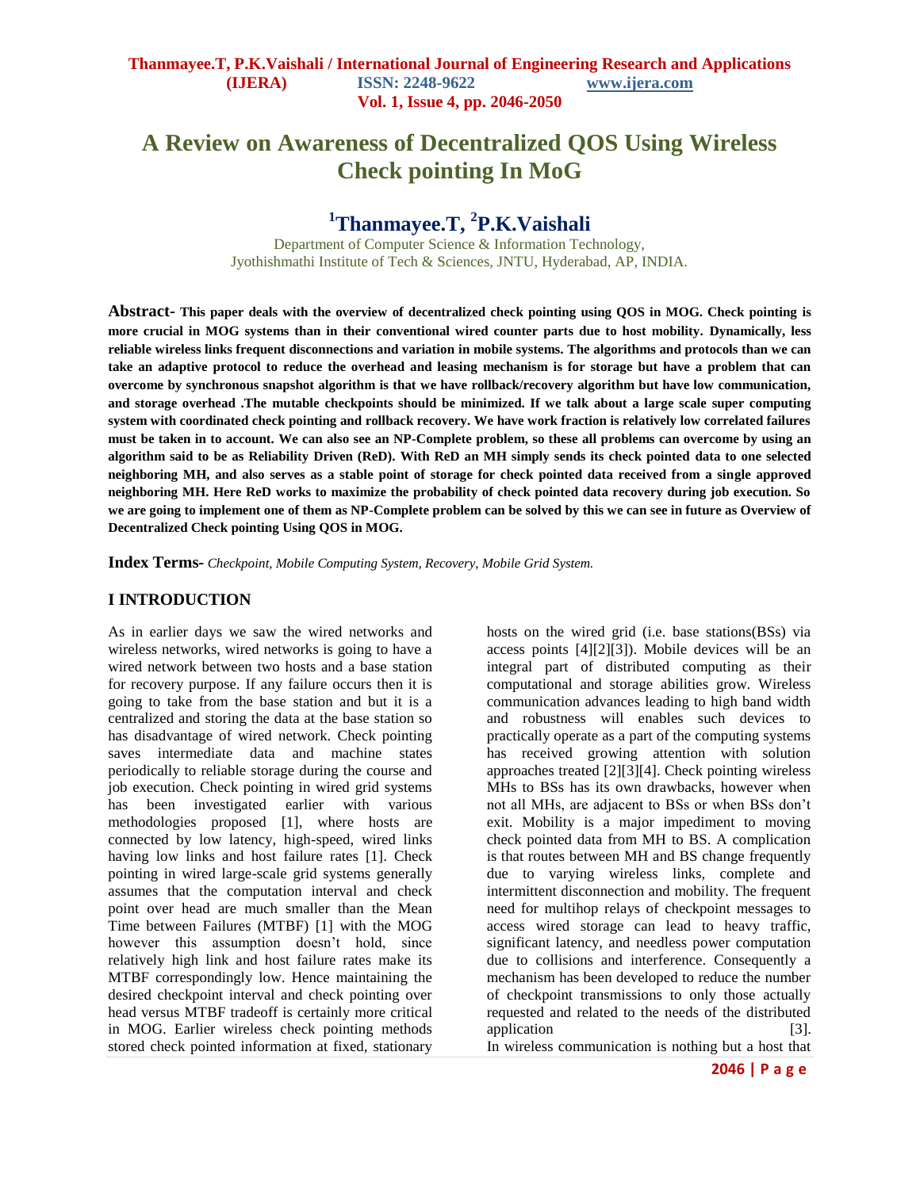# A Review on Awareness of Decentralized QOS Using Wireless Check pointing In MoG

## [1]Thanmayee.T, [2]P.K.Vaishali

Department of Computer Science & Information Technology,
Jyothishmathi Institute of Tech & Sciences, JNTU, Hyderabad, AP, INDIA.

**Abstract- This paper deals with the overview of decentralized check pointing using QOS in MOG. Check pointing is more crucial in MOG systems than in their conventional wired counter parts due to host mobility. Dynamically, less reliable wireless links frequent disconnections and variation in mobile systems. The algorithms and protocols than we can take an adaptive protocol to reduce the overhead and leasing mechanism is for storage but have a problem that can overcome by synchronous snapshot algorithm is that we have rollback/recovery algorithm but have low communication, and storage overhead .The mutable checkpoints should be minimized. If we talk about a large scale super computing system with coordinated check pointing and rollback recovery. We have work fraction is relatively low correlated failures must be taken in to account. We can also see an NP-Complete problem, so these all problems can overcome by using an algorithm said to be as Reliability Driven (ReD). With ReD an MH simply sends its check pointed data to one selected neighboring MH, and also serves as a stable point of storage for check pointed data received from a single approved neighboring MH. Here ReD works to maximize the probability of check pointed data recovery during job execution. So we are going to implement one of them as NP-Complete problem can be solved by this we can see in future as Overview of Decentralized Check pointing Using QOS in MOG.**

**Index Terms-** *Checkpoint, Mobile Computing System, Recovery, Mobile Grid System.*

## I INTRODUCTION

As in earlier days we saw the wired networks and wireless networks, wired networks is going to have a wired network between two hosts and a base station for recovery purpose. If any failure occurs then it is going to take from the base station and but it is a centralized and storing the data at the base station so has disadvantage of wired network. Check pointing saves intermediate data and machine states periodically to reliable storage during the course and job execution. Check pointing in wired grid systems has been investigated earlier with various methodologies proposed [1], where hosts are connected by low latency, high-speed, wired links having low links and host failure rates [1]. Check pointing in wired large-scale grid systems generally assumes that the computation interval and check point over head are much smaller than the Mean Time between Failures (MTBF) [1] with the MOG however this assumption doesn't hold, since relatively high link and host failure rates make its MTBF correspondingly low. Hence maintaining the desired checkpoint interval and check pointing over head versus MTBF tradeoff is certainly more critical in MOG. Earlier wireless check pointing methods stored check pointed information at fixed, stationary hosts on the wired grid (i.e. base stations(BSs) via access points [4][2][3]). Mobile devices will be an integral part of distributed computing as their computational and storage abilities grow. Wireless communication advances leading to high band width and robustness will enables such devices to practically operate as a part of the computing systems has received growing attention with solution approaches treated [2][3][4]. Check pointing wireless MHs to BSs has its own drawbacks, however when not all MHs, are adjacent to BSs or when BSs don't exit. Mobility is a major impediment to moving check pointed data from MH to BS. A complication is that routes between MH and BS change frequently due to varying wireless links, complete and intermittent disconnection and mobility. The frequent need for multihop relays of checkpoint messages to access wired storage can lead to heavy traffic, significant latency, and needless power computation due to collisions and interference. Consequently a mechanism has been developed to reduce the number of checkpoint transmissions to only those actually requested and related to the needs of the distributed application [3].
In wireless communication is nothing but a host that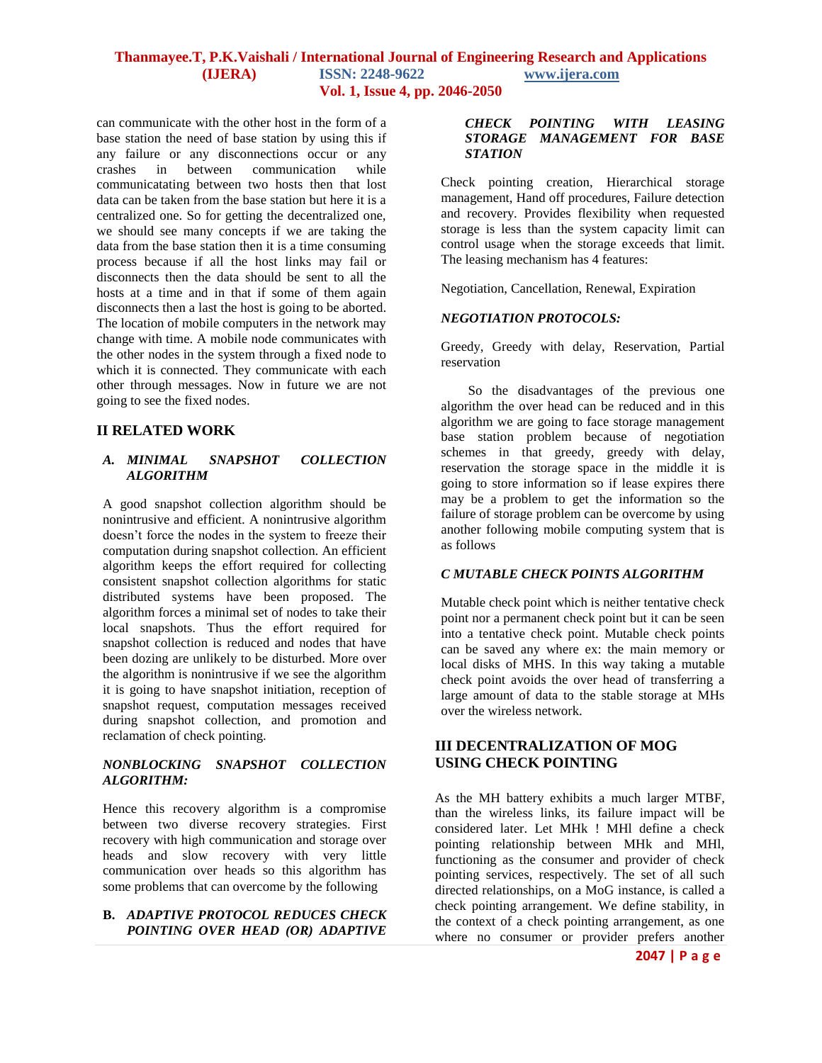can communicate with the other host in the form of a base station the need of base station by using this if any failure or any disconnections occur or any crashes in between communication while communicatating between two hosts then that lost data can be taken from the base station but here it is a centralized one. So for getting the decentralized one, we should see many concepts if we are taking the data from the base station then it is a time consuming process because if all the host links may fail or disconnects then the data should be sent to all the hosts at a time and in that if some of them again disconnects then a last the host is going to be aborted. The location of mobile computers in the network may change with time. A mobile node communicates with the other nodes in the system through a fixed node to which it is connected. They communicate with each other through messages. Now in future we are not going to see the fixed nodes.

## II RELATED WORK

### *A. MINIMAL SNAPSHOT COLLECTION ALGORITHM*

A good snapshot collection algorithm should be nonintrusive and efficient. A nonintrusive algorithm doesn't force the nodes in the system to freeze their computation during snapshot collection. An efficient algorithm keeps the effort required for collecting consistent snapshot collection algorithms for static distributed systems have been proposed. The algorithm forces a minimal set of nodes to take their local snapshots. Thus the effort required for snapshot collection is reduced and nodes that have been dozing are unlikely to be disturbed. More over the algorithm is nonintrusive if we see the algorithm it is going to have snapshot initiation, reception of snapshot request, computation messages received during snapshot collection, and promotion and reclamation of check pointing.

#### *NONBLOCKING SNAPSHOT COLLECTION ALGORITHM:*

Hence this recovery algorithm is a compromise between two diverse recovery strategies. First recovery with high communication and storage over heads and slow recovery with very little communication over heads so this algorithm has some problems that can overcome by the following

### **B.** *ADAPTIVE PROTOCOL REDUCES CHECK POINTING OVER HEAD (OR) ADAPTIVE CHECK POINTING WITH LEASING STORAGE MANAGEMENT FOR BASE STATION*

Check pointing creation, Hierarchical storage management, Hand off procedures, Failure detection and recovery. Provides flexibility when requested storage is less than the system capacity limit can control usage when the storage exceeds that limit. The leasing mechanism has 4 features:

Negotiation, Cancellation, Renewal, Expiration

#### *NEGOTIATION PROTOCOLS:*

Greedy, Greedy with delay, Reservation, Partial reservation

So the disadvantages of the previous one algorithm the over head can be reduced and in this algorithm we are going to face storage management base station problem because of negotiation schemes in that greedy, greedy with delay, reservation the storage space in the middle it is going to store information so if lease expires there may be a problem to get the information so the failure of storage problem can be overcome by using another following mobile computing system that is as follows

### *C MUTABLE CHECK POINTS ALGORITHM*

Mutable check point which is neither tentative check point nor a permanent check point but it can be seen into a tentative check point. Mutable check points can be saved any where ex: the main memory or local disks of MHS. In this way taking a mutable check point avoids the over head of transferring a large amount of data to the stable storage at MHs over the wireless network.

## III DECENTRALIZATION OF MOG USING CHECK POINTING

As the MH battery exhibits a much larger MTBF, than the wireless links, its failure impact will be considered later. Let MHk ! MHl define a check pointing relationship between MHk and MHl, functioning as the consumer and provider of check pointing services, respectively. The set of all such directed relationships, on a MoG instance, is called a check pointing arrangement. We define stability, in the context of a check pointing arrangement, as one where no consumer or provider prefers another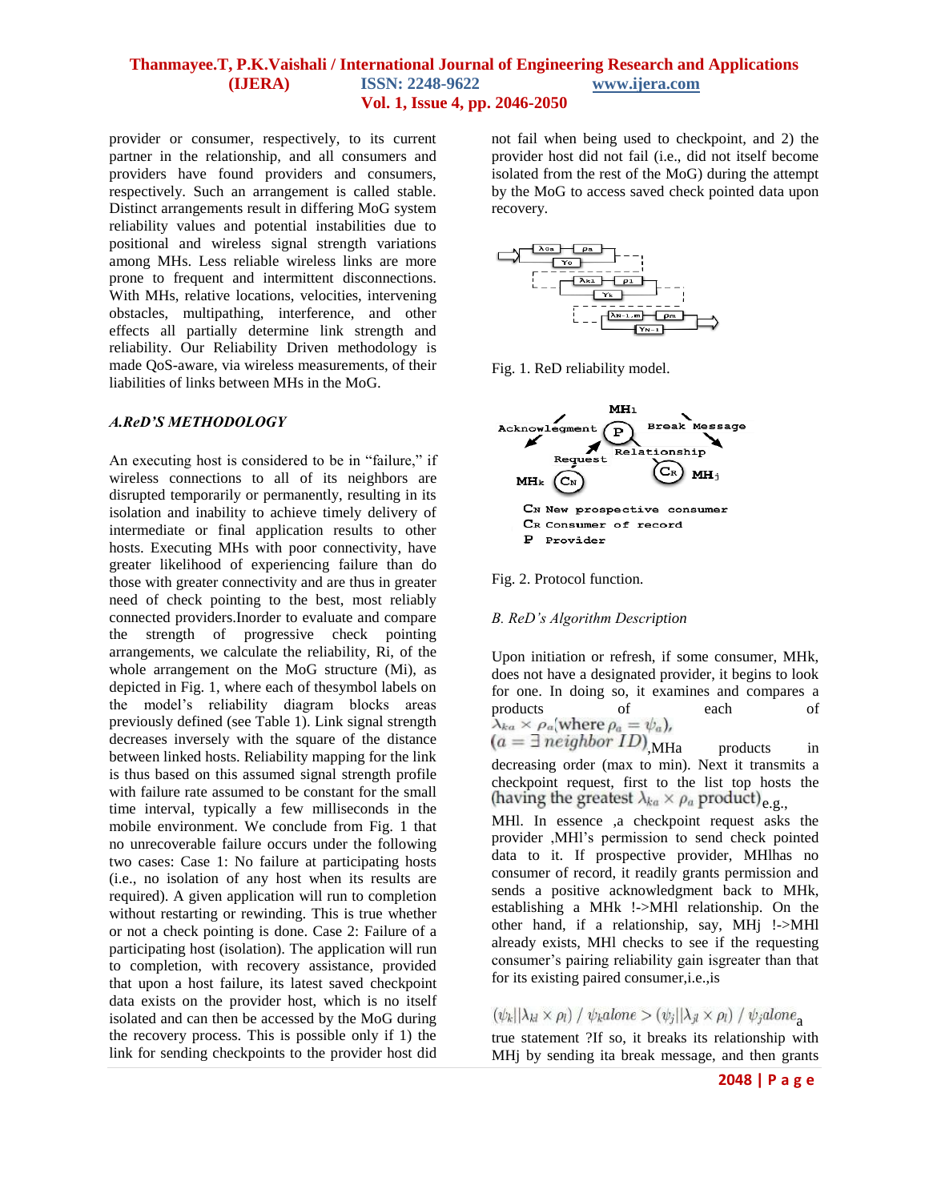provider or consumer, respectively, to its current partner in the relationship, and all consumers and providers have found providers and consumers, respectively. Such an arrangement is called stable. Distinct arrangements result in differing MoG system reliability values and potential instabilities due to positional and wireless signal strength variations among MHs. Less reliable wireless links are more prone to frequent and intermittent disconnections. With MHs, relative locations, velocities, intervening obstacles, multipathing, interference, and other effects all partially determine link strength and reliability. Our Reliability Driven methodology is made QoS-aware, via wireless measurements, of their liabilities of links between MHs in the MoG.

### *A.ReD'S METHODOLOGY*

An executing host is considered to be in "failure," if wireless connections to all of its neighbors are disrupted temporarily or permanently, resulting in its isolation and inability to achieve timely delivery of intermediate or final application results to other hosts. Executing MHs with poor connectivity, have greater likelihood of experiencing failure than do those with greater connectivity and are thus in greater need of check pointing to the best, most reliably connected providers.Inorder to evaluate and compare the strength of progressive check pointing arrangements, we calculate the reliability, Ri, of the whole arrangement on the MoG structure (Mi), as depicted in Fig. 1, where each of thesymbol labels on the model's reliability diagram blocks areas previously defined (see Table 1). Link signal strength decreases inversely with the square of the distance between linked hosts. Reliability mapping for the link is thus based on this assumed signal strength profile with failure rate assumed to be constant for the small time interval, typically a few milliseconds in the mobile environment. We conclude from Fig. 1 that no unrecoverable failure occurs under the following two cases: Case 1: No failure at participating hosts (i.e., no isolation of any host when its results are required). A given application will run to completion without restarting or rewinding. This is true whether or not a check pointing is done. Case 2: Failure of a participating host (isolation). The application will run to completion, with recovery assistance, provided that upon a host failure, its latest saved checkpoint data exists on the provider host, which is no itself isolated and can then be accessed by the MoG during the recovery process. This is possible only if 1) the link for sending checkpoints to the provider host did not fail when being used to checkpoint, and 2) the provider host did not fail (i.e., did not itself become isolated from the rest of the MoG) during the attempt by the MoG to access saved check pointed data upon recovery.

Fig. 1. ReD reliability model.

Fig. 2. Protocol function.

### *B. ReD's Algorithm Description*

Upon initiation or refresh, if some consumer, MHk, does not have a designated provider, it begins to look for one. In doing so, it examines and compares a products of each of $\lambda_{ka} \times \rho_a$(where $\rho_a = \psi_a$), $(a = \exists\ neighbor\ ID)$,MHa products in decreasing order (max to min). Next it transmits a checkpoint request, first to the list top hosts the (having the greatest $\lambda_{ka} \times \rho_a$ product)e.g., MHl. In essence ,a checkpoint request asks the provider ,MHl's permission to send check pointed data to it. If prospective provider, MHlhas no consumer of record, it readily grants permission and sends a positive acknowledgment back to MHk, establishing a MHk !->MHl relationship. On the other hand, if a relationship, say, MHj !->MHl already exists, MHl checks to see if the requesting consumer's pairing reliability gain isgreater than that for its existing paired consumer,i.e.,is

$(\psi_k||\lambda_{kl} \times \rho_l)\ /\ \psi_k alone > (\psi_j||\lambda_{jl} \times \rho_l)\ /\ \psi_j alone$a true statement ?If so, it breaks its relationship with MHj by sending ita break message, and then grants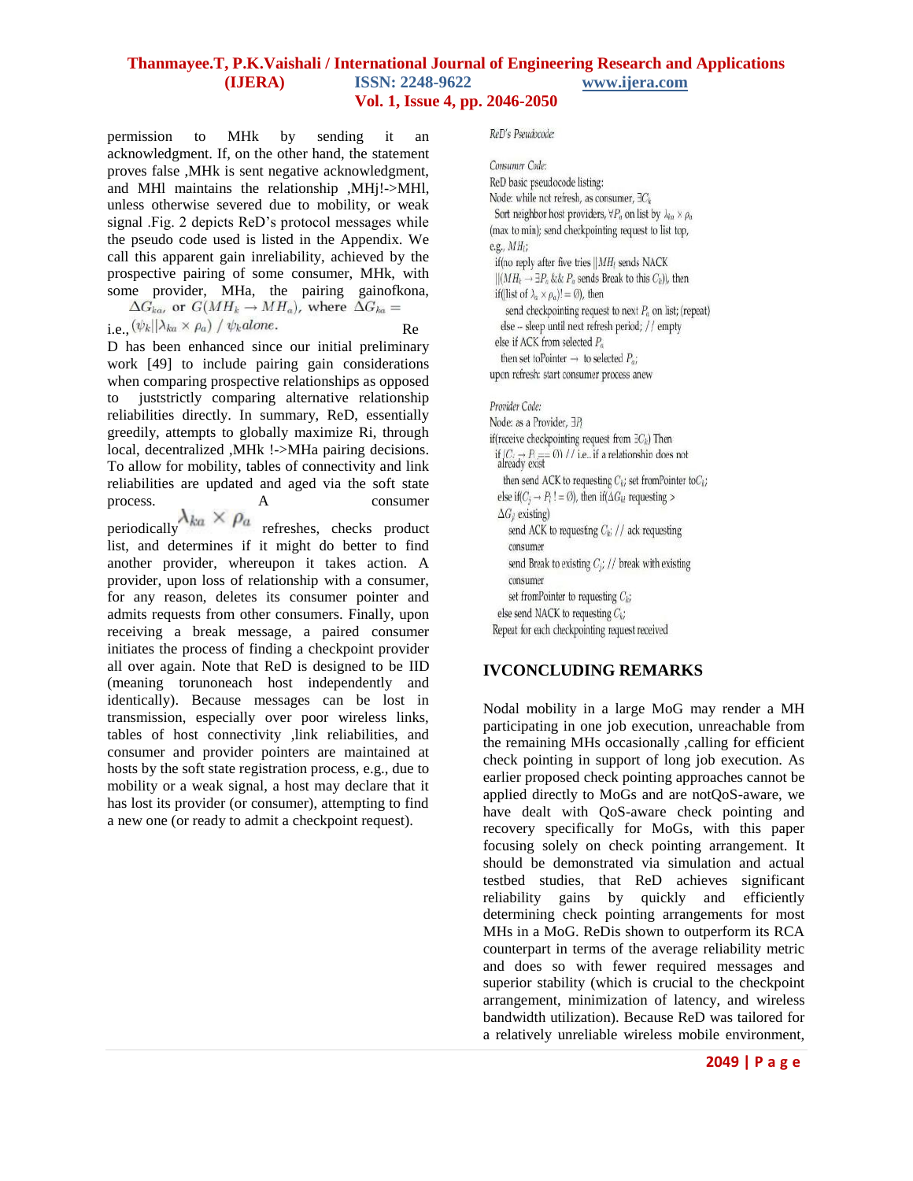permission to MHk by sending it an acknowledgment. If, on the other hand, the statement proves false ,MHk is sent negative acknowledgment, and MHl maintains the relationship ,MHj!->MHl, unless otherwise severed due to mobility, or weak signal .Fig. 2 depicts ReD's protocol messages while the pseudo code used is listed in the Appendix. We call this apparent gain inreliability, achieved by the prospective pairing of some consumer, MHk, with some provider, MHa, the pairing gainofkona, $\Delta G_{ka}$, or $G(MH_k \rightarrow MH_a)$, where $\Delta G_{ka} =$ i.e., $(\psi_k || \lambda_{ka} \times \rho_a) \;/\; \psi_k alone.$ ReD has been enhanced since our initial preliminary work [49] to include pairing gain considerations when comparing prospective relationships as opposed to juststrictly comparing alternative relationship reliabilities directly. In summary, ReD, essentially greedily, attempts to globally maximize Ri, through local, decentralized ,MHk !->MHa pairing decisions. To allow for mobility, tables of connectivity and link reliabilities are updated and aged via the soft state process. A consumer periodically $\lambda_{ka} \times \rho_a$ refreshes, checks product list, and determines if it might do better to find another provider, whereupon it takes action. A provider, upon loss of relationship with a consumer, for any reason, deletes its consumer pointer and admits requests from other consumers. Finally, upon receiving a break message, a paired consumer initiates the process of finding a checkpoint provider all over again. Note that ReD is designed to be IID (meaning torunoneach host independently and identically). Because messages can be lost in transmission, especially over poor wireless links, tables of host connectivity ,link reliabilities, and consumer and provider pointers are maintained at hosts by the soft state registration process, e.g., due to mobility or a weak signal, a host may declare that it has lost its provider (or consumer), attempting to find a new one (or ready to admit a checkpoint request).

*ReD's Pseudocode:*

*Consumer Code:*

```
ReD basic pseudocode listing:
Node: while not refresh, as consumer, ∃C_k
 Sort neighbor host providers, ∀P_a on list by λ_ka × ρ_a
(max to min); send checkpointing request to list top,
e.g., MH_l;
 if(no reply after five tries || MH_l sends NACK
 ||(MH_k → ∃P_a && P_a sends Break to this C_k)), then
 if((list of λ_a × ρ_a)! = ∅), then
   send checkpointing request to next P_a on list; (repeat)
  else -- sleep until next refresh period; // empty
 else if ACK from selected P_a
   then set toPointer → to selected P_a;
upon refresh: start consumer process anew
```

*Provider Code:*

```
Node: as a Provider, ∃P_l
if(receive checkpointing request from ∃C_k) Then
 if (C_i → P_l == ∅) // i.e.. if a relationship does not
  already exist
   then send ACK to requesting C_k; set fromPointer toC_k;
  else if(C_j → P_l ! = ∅), then if(ΔG_kl requesting >
  ΔG_j existing)
    send ACK to requesting C_k; // ack requesting
    consumer
    send Break to existing C_j; // break with existing
    consumer
    set fromPointer to requesting C_k;
 else send NACK to requesting C_k;
Repeat for each checkpointing request received
```

## IVCONCLUDING REMARKS

Nodal mobility in a large MoG may render a MH participating in one job execution, unreachable from the remaining MHs occasionally ,calling for efficient check pointing in support of long job execution. As earlier proposed check pointing approaches cannot be applied directly to MoGs and are notQoS-aware, we have dealt with QoS-aware check pointing and recovery specifically for MoGs, with this paper focusing solely on check pointing arrangement. It should be demonstrated via simulation and actual testbed studies, that ReD achieves significant reliability gains by quickly and efficiently determining check pointing arrangements for most MHs in a MoG. ReDis shown to outperform its RCA counterpart in terms of the average reliability metric and does so with fewer required messages and superior stability (which is crucial to the checkpoint arrangement, minimization of latency, and wireless bandwidth utilization). Because ReD was tailored for a relatively unreliable wireless mobile environment,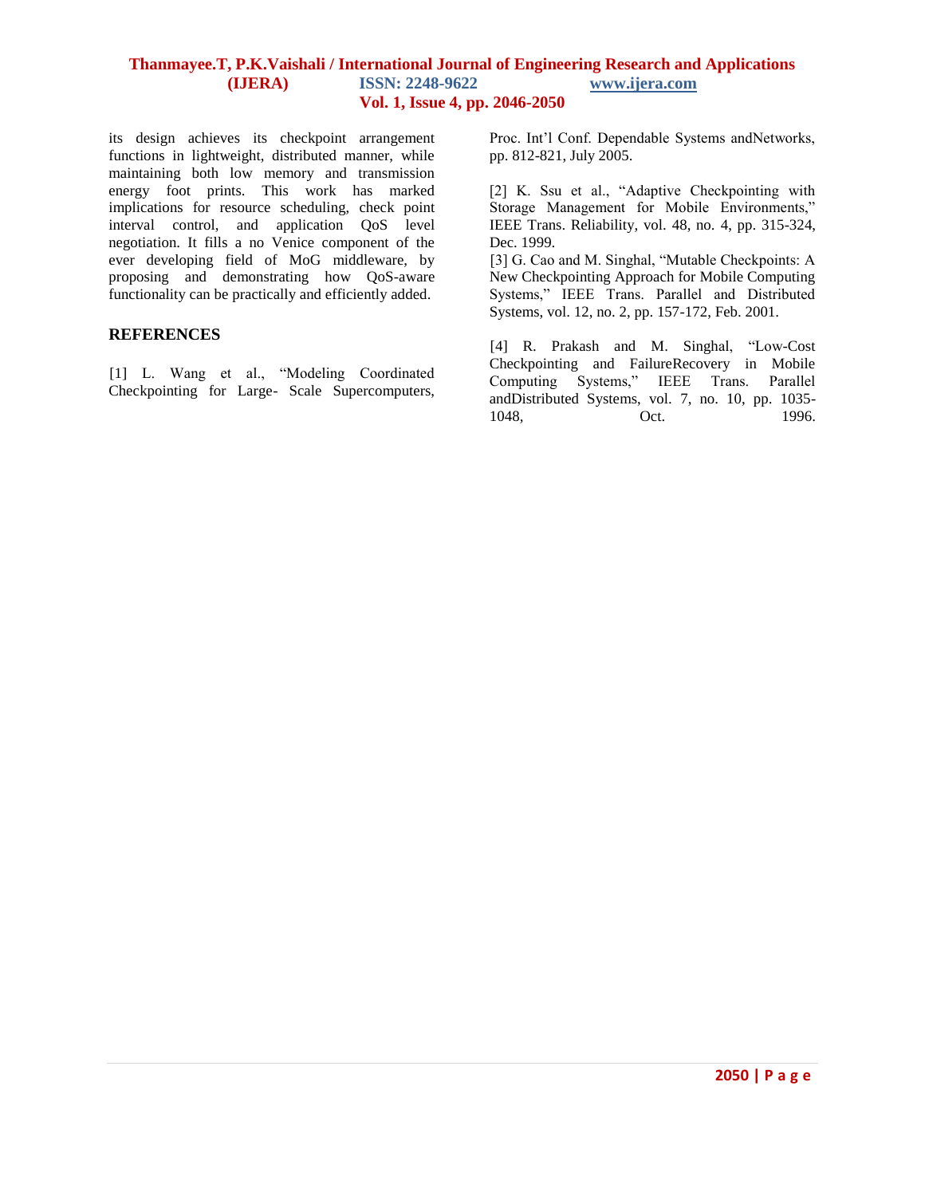its design achieves its checkpoint arrangement functions in lightweight, distributed manner, while maintaining both low memory and transmission energy foot prints. This work has marked implications for resource scheduling, check point interval control, and application QoS level negotiation. It fills a no Venice component of the ever developing field of MoG middleware, by proposing and demonstrating how QoS-aware functionality can be practically and efficiently added.

## REFERENCES

[1] L. Wang et al., "Modeling Coordinated Checkpointing for Large- Scale Supercomputers, Proc. Int'l Conf. Dependable Systems andNetworks, pp. 812-821, July 2005.

[2] K. Ssu et al., "Adaptive Checkpointing with Storage Management for Mobile Environments," IEEE Trans. Reliability, vol. 48, no. 4, pp. 315-324, Dec. 1999.

[3] G. Cao and M. Singhal, "Mutable Checkpoints: A New Checkpointing Approach for Mobile Computing Systems," IEEE Trans. Parallel and Distributed Systems, vol. 12, no. 2, pp. 157-172, Feb. 2001.

[4] R. Prakash and M. Singhal, "Low-Cost Checkpointing and FailureRecovery in Mobile Computing Systems," IEEE Trans. Parallel andDistributed Systems, vol. 7, no. 10, pp. 1035-1048, Oct. 1996.